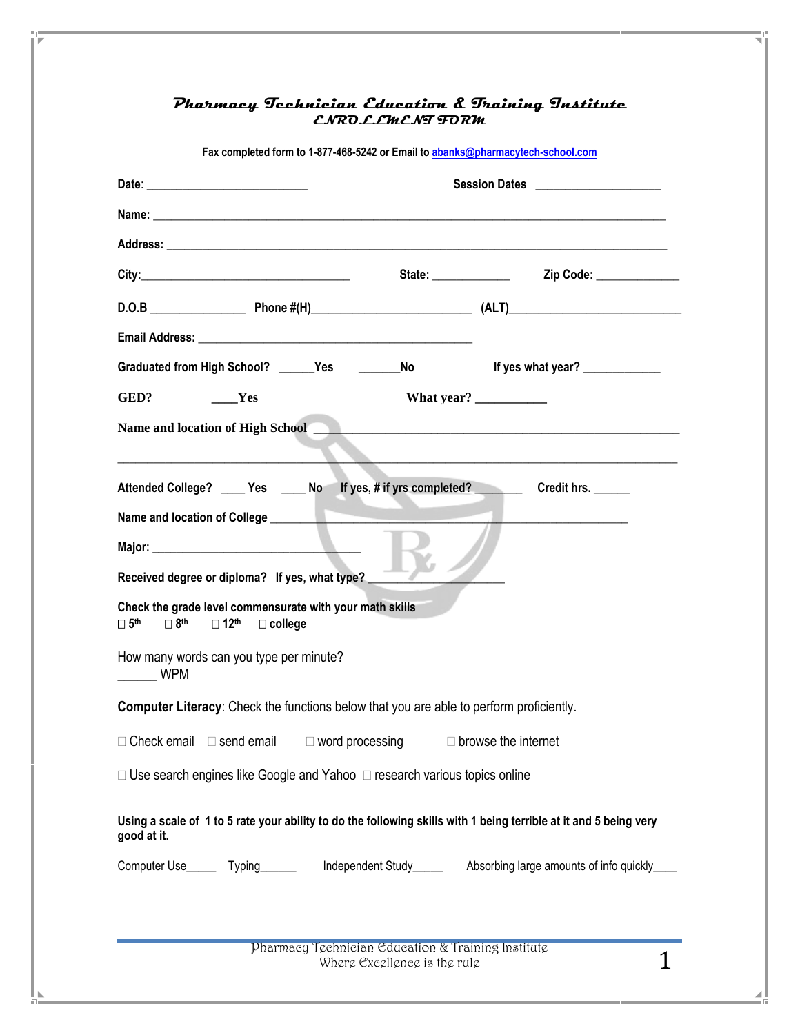# Pharmacy Technician Education & Training Institute

## ENROLLMENT FORM

**Fax completed form to 1-877-468-5242 or Email to abanks@pharmacytech-school.com**

**Date**: ___________________________ **Session Dates** _____________________

**Name:** ________________________________________________________________________________________

**Address:** _____________________________________________________________________________________

**City:**___________________________________ **State:** _____________ **Zip Code:** ______________

**D.O.B** ________________ **Phone #(H)**___________________________ **(ALT)**_____________________________

**Email Address:** _____________________________________________

**Graduated from High School?** ______**Yes** _______**No** **If yes what year?** _____________

**GED?** ____**Yes** **What year?** ___________

**Name and location of High School** ________________________________________________________

_____________________________________________________________________________________________

**Attended College?** ____ **Yes** ____ **No** **If yes, # if yrs completed?** ________ **Credit hrs.** ______

**Name and location of College** ______________________________________________________________

**Major:** ___________________________________

**Received degree or diploma? If yes, what type?** _______________________

**Check the grade level commensurate with your math skills**
☐ 5th ☐ 8th ☐ 12th ☐ college

How many words can you type per minute?
______ WPM

**Computer Literacy**: Check the functions below that you are able to perform proficiently.

☐ Check email ☐ send email ☐ word processing ☐ browse the internet

☐ Use search engines like Google and Yahoo ☐ research various topics online

**Using a scale of 1 to 5 rate your ability to do the following skills with 1 being terrible at it and 5 being very good at it.**

Computer Use_____ Typing______ Independent Study_____ Absorbing large amounts of info quickly____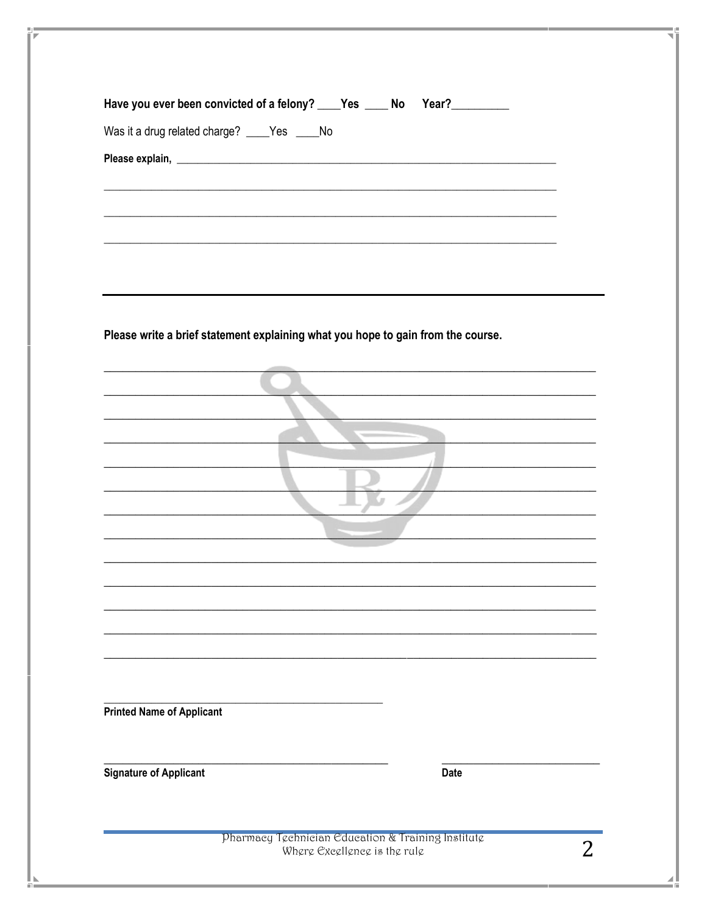**Have you ever been convicted of a felony? ____Yes ____ No Year?_________**

Was it a drug related charge? ____Yes ____No

**Please explain,** ___________________________________________________________________

___________________________________________________________________________

___________________________________________________________________________

___________________________________________________________________________

---

**Please write a brief statement explaining what you hope to gain from the course.**

___________________________________________________________________________

___________________________________________________________________________

___________________________________________________________________________

___________________________________________________________________________

___________________________________________________________________________

___________________________________________________________________________

___________________________________________________________________________

___________________________________________________________________________

___________________________________________________________________________

___________________________________________________________________________

___________________________________________________________________________

___________________________________________________________________________

___________________________________________________________________________

_________________________________________

**Printed Name of Applicant**

_____________________________________________ ________________________

**Signature of Applicant** **Date**

Pharmacy Technician Education & Training Institute
Where Excellence is the rule